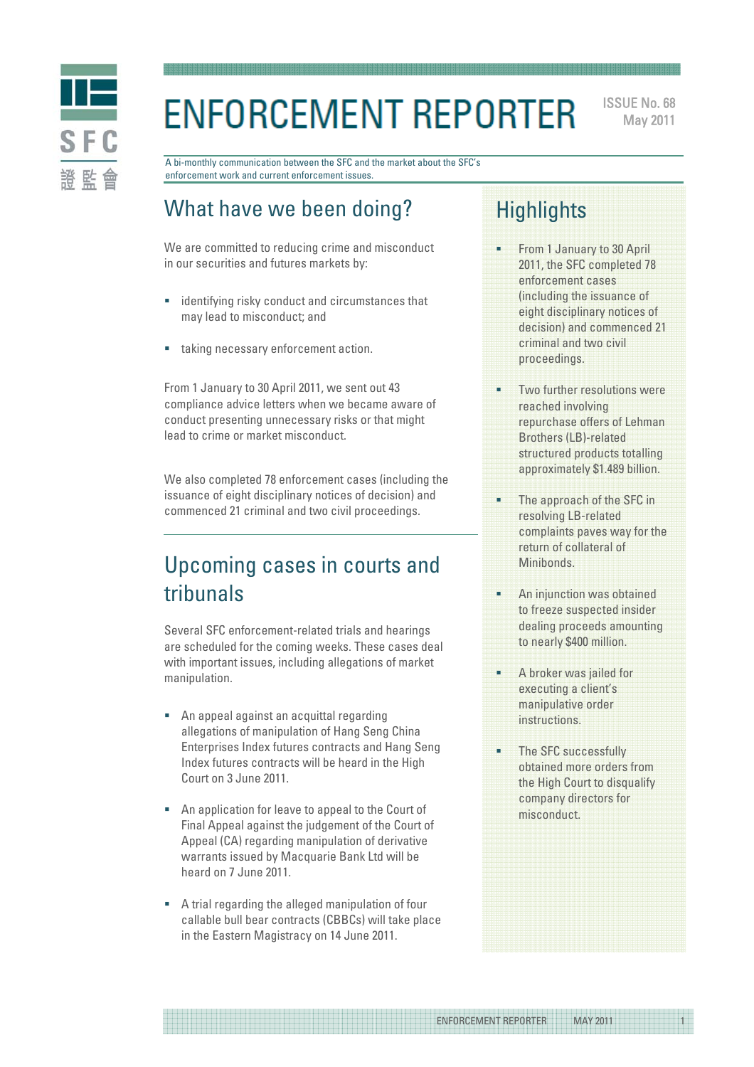# ENFORCEMENT REPORTER

ISSUE No. 68
May 2011

A bi-monthly communication between the SFC and the market about the SFC's enforcement work and current enforcement issues.

## What have we been doing?

We are committed to reducing crime and misconduct in our securities and futures markets by:

- identifying risky conduct and circumstances that may lead to misconduct; and
- taking necessary enforcement action.

From 1 January to 30 April 2011, we sent out 43 compliance advice letters when we became aware of conduct presenting unnecessary risks or that might lead to crime or market misconduct.

We also completed 78 enforcement cases (including the issuance of eight disciplinary notices of decision) and commenced 21 criminal and two civil proceedings.

## Upcoming cases in courts and tribunals

Several SFC enforcement-related trials and hearings are scheduled for the coming weeks. These cases deal with important issues, including allegations of market manipulation.

- An appeal against an acquittal regarding allegations of manipulation of Hang Seng China Enterprises Index futures contracts and Hang Seng Index futures contracts will be heard in the High Court on 3 June 2011.
- An application for leave to appeal to the Court of Final Appeal against the judgement of the Court of Appeal (CA) regarding manipulation of derivative warrants issued by Macquarie Bank Ltd will be heard on 7 June 2011.
- A trial regarding the alleged manipulation of four callable bull bear contracts (CBBCs) will take place in the Eastern Magistracy on 14 June 2011.

## Highlights

- From 1 January to 30 April 2011, the SFC completed 78 enforcement cases (including the issuance of eight disciplinary notices of decision) and commenced 21 criminal and two civil proceedings.
- Two further resolutions were reached involving repurchase offers of Lehman Brothers (LB)-related structured products totalling approximately $1.489 billion.
- The approach of the SFC in resolving LB-related complaints paves way for the return of collateral of Minibonds.
- An injunction was obtained to freeze suspected insider dealing proceeds amounting to nearly $400 million.
- A broker was jailed for executing a client's manipulative order instructions.
- The SFC successfully obtained more orders from the High Court to disqualify company directors for misconduct.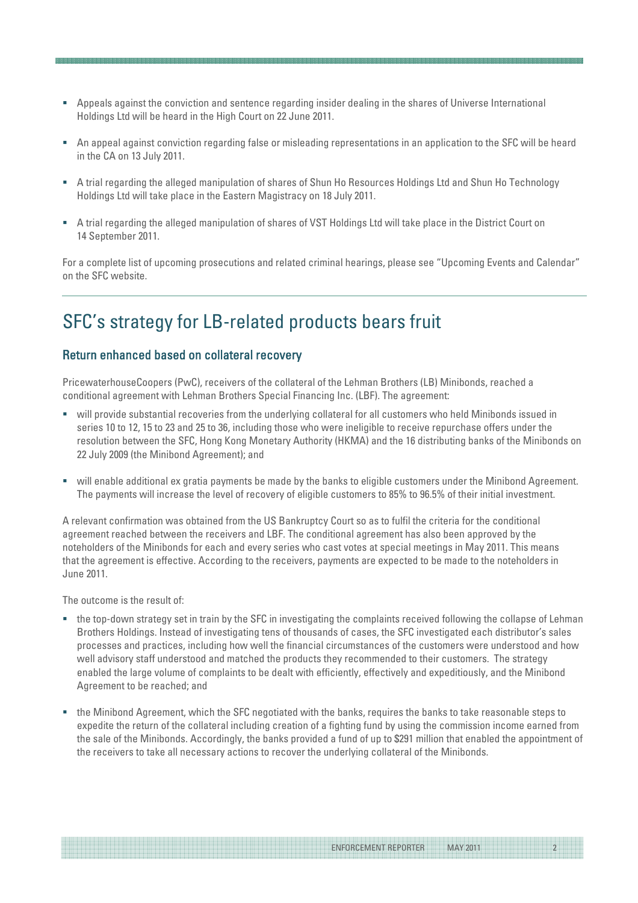- Appeals against the conviction and sentence regarding insider dealing in the shares of Universe International Holdings Ltd will be heard in the High Court on 22 June 2011.
- An appeal against conviction regarding false or misleading representations in an application to the SFC will be heard in the CA on 13 July 2011.
- A trial regarding the alleged manipulation of shares of Shun Ho Resources Holdings Ltd and Shun Ho Technology Holdings Ltd will take place in the Eastern Magistracy on 18 July 2011.
- A trial regarding the alleged manipulation of shares of VST Holdings Ltd will take place in the District Court on 14 September 2011.

For a complete list of upcoming prosecutions and related criminal hearings, please see "Upcoming Events and Calendar" on the SFC website.

# SFC's strategy for LB-related products bears fruit

## Return enhanced based on collateral recovery

PricewaterhouseCoopers (PwC), receivers of the collateral of the Lehman Brothers (LB) Minibonds, reached a conditional agreement with Lehman Brothers Special Financing Inc. (LBF). The agreement:

- will provide substantial recoveries from the underlying collateral for all customers who held Minibonds issued in series 10 to 12, 15 to 23 and 25 to 36, including those who were ineligible to receive repurchase offers under the resolution between the SFC, Hong Kong Monetary Authority (HKMA) and the 16 distributing banks of the Minibonds on 22 July 2009 (the Minibond Agreement); and
- will enable additional ex gratia payments be made by the banks to eligible customers under the Minibond Agreement. The payments will increase the level of recovery of eligible customers to 85% to 96.5% of their initial investment.

A relevant confirmation was obtained from the US Bankruptcy Court so as to fulfil the criteria for the conditional agreement reached between the receivers and LBF. The conditional agreement has also been approved by the noteholders of the Minibonds for each and every series who cast votes at special meetings in May 2011. This means that the agreement is effective. According to the receivers, payments are expected to be made to the noteholders in June 2011.

The outcome is the result of:

- the top-down strategy set in train by the SFC in investigating the complaints received following the collapse of Lehman Brothers Holdings. Instead of investigating tens of thousands of cases, the SFC investigated each distributor's sales processes and practices, including how well the financial circumstances of the customers were understood and how well advisory staff understood and matched the products they recommended to their customers. The strategy enabled the large volume of complaints to be dealt with efficiently, effectively and expeditiously, and the Minibond Agreement to be reached; and
- the Minibond Agreement, which the SFC negotiated with the banks, requires the banks to take reasonable steps to expedite the return of the collateral including creation of a fighting fund by using the commission income earned from the sale of the Minibonds. Accordingly, the banks provided a fund of up to $291 million that enabled the appointment of the receivers to take all necessary actions to recover the underlying collateral of the Minibonds.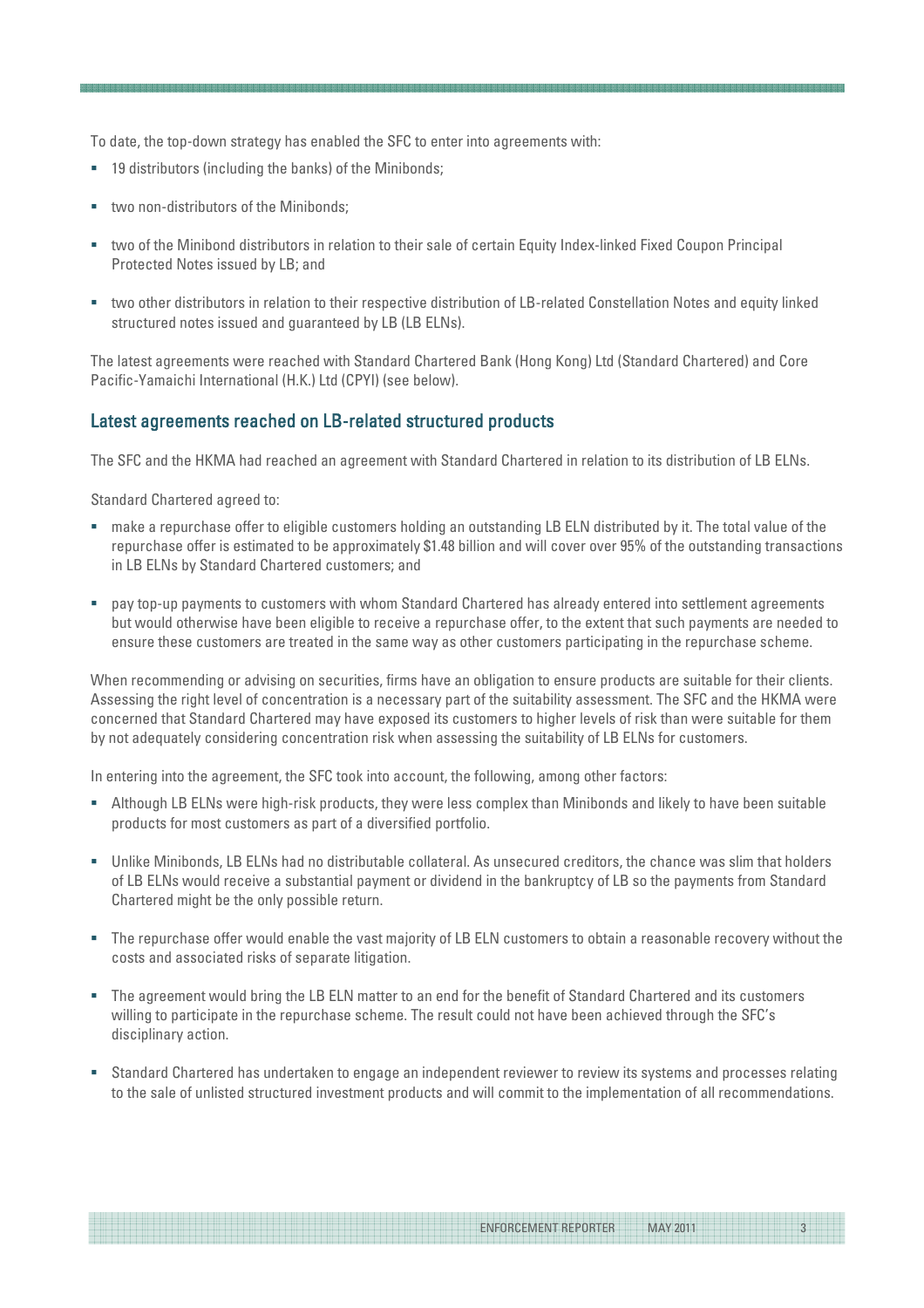To date, the top-down strategy has enabled the SFC to enter into agreements with:

- 19 distributors (including the banks) of the Minibonds;
- two non-distributors of the Minibonds;
- two of the Minibond distributors in relation to their sale of certain Equity Index-linked Fixed Coupon Principal Protected Notes issued by LB; and
- two other distributors in relation to their respective distribution of LB-related Constellation Notes and equity linked structured notes issued and guaranteed by LB (LB ELNs).

The latest agreements were reached with Standard Chartered Bank (Hong Kong) Ltd (Standard Chartered) and Core Pacific-Yamaichi International (H.K.) Ltd (CPYI) (see below).

## Latest agreements reached on LB-related structured products

The SFC and the HKMA had reached an agreement with Standard Chartered in relation to its distribution of LB ELNs.

Standard Chartered agreed to:

- make a repurchase offer to eligible customers holding an outstanding LB ELN distributed by it. The total value of the repurchase offer is estimated to be approximately $1.48 billion and will cover over 95% of the outstanding transactions in LB ELNs by Standard Chartered customers; and
- pay top-up payments to customers with whom Standard Chartered has already entered into settlement agreements but would otherwise have been eligible to receive a repurchase offer, to the extent that such payments are needed to ensure these customers are treated in the same way as other customers participating in the repurchase scheme.

When recommending or advising on securities, firms have an obligation to ensure products are suitable for their clients. Assessing the right level of concentration is a necessary part of the suitability assessment. The SFC and the HKMA were concerned that Standard Chartered may have exposed its customers to higher levels of risk than were suitable for them by not adequately considering concentration risk when assessing the suitability of LB ELNs for customers.

In entering into the agreement, the SFC took into account, the following, among other factors:

- Although LB ELNs were high-risk products, they were less complex than Minibonds and likely to have been suitable products for most customers as part of a diversified portfolio.
- Unlike Minibonds, LB ELNs had no distributable collateral. As unsecured creditors, the chance was slim that holders of LB ELNs would receive a substantial payment or dividend in the bankruptcy of LB so the payments from Standard Chartered might be the only possible return.
- The repurchase offer would enable the vast majority of LB ELN customers to obtain a reasonable recovery without the costs and associated risks of separate litigation.
- The agreement would bring the LB ELN matter to an end for the benefit of Standard Chartered and its customers willing to participate in the repurchase scheme. The result could not have been achieved through the SFC's disciplinary action.
- Standard Chartered has undertaken to engage an independent reviewer to review its systems and processes relating to the sale of unlisted structured investment products and will commit to the implementation of all recommendations.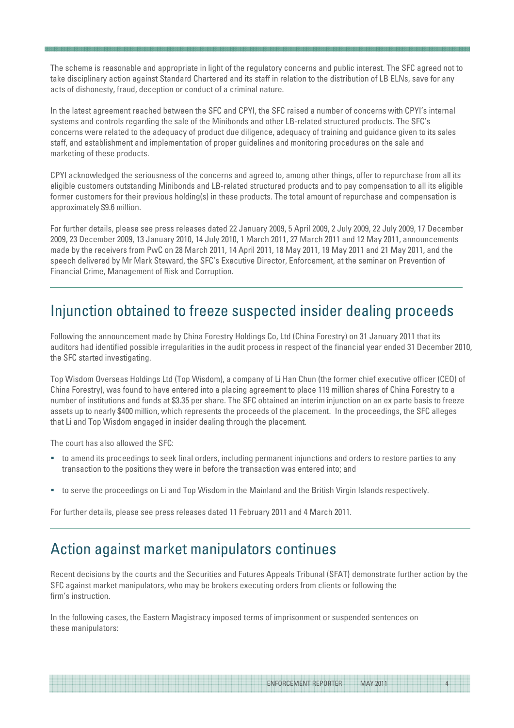The scheme is reasonable and appropriate in light of the regulatory concerns and public interest. The SFC agreed not to take disciplinary action against Standard Chartered and its staff in relation to the distribution of LB ELNs, save for any acts of dishonesty, fraud, deception or conduct of a criminal nature.

In the latest agreement reached between the SFC and CPYI, the SFC raised a number of concerns with CPYI's internal systems and controls regarding the sale of the Minibonds and other LB-related structured products. The SFC's concerns were related to the adequacy of product due diligence, adequacy of training and guidance given to its sales staff, and establishment and implementation of proper guidelines and monitoring procedures on the sale and marketing of these products.

CPYI acknowledged the seriousness of the concerns and agreed to, among other things, offer to repurchase from all its eligible customers outstanding Minibonds and LB-related structured products and to pay compensation to all its eligible former customers for their previous holding(s) in these products. The total amount of repurchase and compensation is approximately $9.6 million.

For further details, please see press releases dated 22 January 2009, 5 April 2009, 2 July 2009, 22 July 2009, 17 December 2009, 23 December 2009, 13 January 2010, 14 July 2010, 1 March 2011, 27 March 2011 and 12 May 2011, announcements made by the receivers from PwC on 28 March 2011, 14 April 2011, 18 May 2011, 19 May 2011 and 21 May 2011, and the speech delivered by Mr Mark Steward, the SFC's Executive Director, Enforcement, at the seminar on Prevention of Financial Crime, Management of Risk and Corruption.

## Injunction obtained to freeze suspected insider dealing proceeds

Following the announcement made by China Forestry Holdings Co, Ltd (China Forestry) on 31 January 2011 that its auditors had identified possible irregularities in the audit process in respect of the financial year ended 31 December 2010, the SFC started investigating.

Top Wisdom Overseas Holdings Ltd (Top Wisdom), a company of Li Han Chun (the former chief executive officer (CEO) of China Forestry), was found to have entered into a placing agreement to place 119 million shares of China Forestry to a number of institutions and funds at $3.35 per share. The SFC obtained an interim injunction on an ex parte basis to freeze assets up to nearly $400 million, which represents the proceeds of the placement. In the proceedings, the SFC alleges that Li and Top Wisdom engaged in insider dealing through the placement.

The court has also allowed the SFC:

- to amend its proceedings to seek final orders, including permanent injunctions and orders to restore parties to any transaction to the positions they were in before the transaction was entered into; and
- to serve the proceedings on Li and Top Wisdom in the Mainland and the British Virgin Islands respectively.

For further details, please see press releases dated 11 February 2011 and 4 March 2011.

## Action against market manipulators continues

Recent decisions by the courts and the Securities and Futures Appeals Tribunal (SFAT) demonstrate further action by the SFC against market manipulators, who may be brokers executing orders from clients or following the firm's instruction.

In the following cases, the Eastern Magistracy imposed terms of imprisonment or suspended sentences on these manipulators: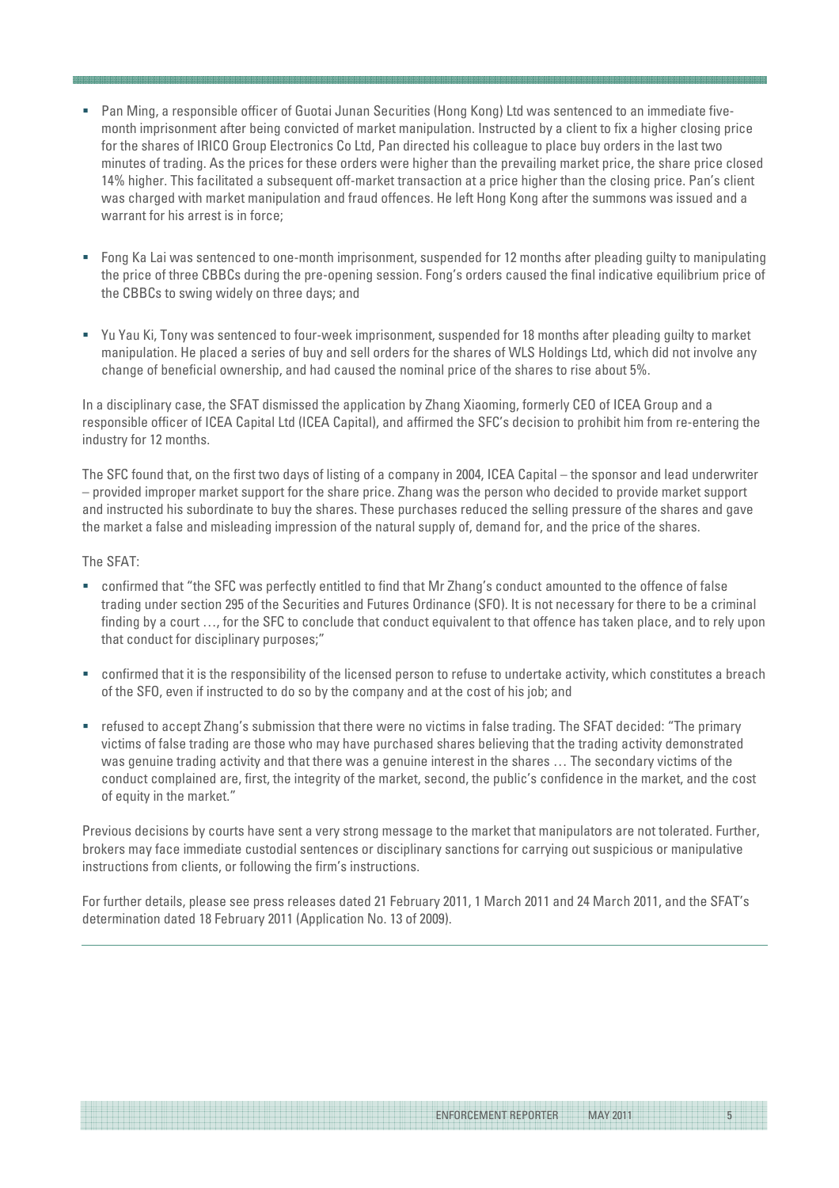- Pan Ming, a responsible officer of Guotai Junan Securities (Hong Kong) Ltd was sentenced to an immediate five-month imprisonment after being convicted of market manipulation. Instructed by a client to fix a higher closing price for the shares of IRICO Group Electronics Co Ltd, Pan directed his colleague to place buy orders in the last two minutes of trading. As the prices for these orders were higher than the prevailing market price, the share price closed 14% higher. This facilitated a subsequent off-market transaction at a price higher than the closing price. Pan's client was charged with market manipulation and fraud offences. He left Hong Kong after the summons was issued and a warrant for his arrest is in force;

- Fong Ka Lai was sentenced to one-month imprisonment, suspended for 12 months after pleading guilty to manipulating the price of three CBBCs during the pre-opening session. Fong's orders caused the final indicative equilibrium price of the CBBCs to swing widely on three days; and

- Yu Yau Ki, Tony was sentenced to four-week imprisonment, suspended for 18 months after pleading guilty to market manipulation. He placed a series of buy and sell orders for the shares of WLS Holdings Ltd, which did not involve any change of beneficial ownership, and had caused the nominal price of the shares to rise about 5%.

In a disciplinary case, the SFAT dismissed the application by Zhang Xiaoming, formerly CEO of ICEA Group and a responsible officer of ICEA Capital Ltd (ICEA Capital), and affirmed the SFC's decision to prohibit him from re-entering the industry for 12 months.

The SFC found that, on the first two days of listing of a company in 2004, ICEA Capital – the sponsor and lead underwriter – provided improper market support for the share price. Zhang was the person who decided to provide market support and instructed his subordinate to buy the shares. These purchases reduced the selling pressure of the shares and gave the market a false and misleading impression of the natural supply of, demand for, and the price of the shares.

The SFAT:

- confirmed that "the SFC was perfectly entitled to find that Mr Zhang's conduct amounted to the offence of false trading under section 295 of the Securities and Futures Ordinance (SFO). It is not necessary for there to be a criminal finding by a court …, for the SFC to conclude that conduct equivalent to that offence has taken place, and to rely upon that conduct for disciplinary purposes;"

- confirmed that it is the responsibility of the licensed person to refuse to undertake activity, which constitutes a breach of the SFO, even if instructed to do so by the company and at the cost of his job; and

- refused to accept Zhang's submission that there were no victims in false trading. The SFAT decided: "The primary victims of false trading are those who may have purchased shares believing that the trading activity demonstrated was genuine trading activity and that there was a genuine interest in the shares … The secondary victims of the conduct complained are, first, the integrity of the market, second, the public's confidence in the market, and the cost of equity in the market."

Previous decisions by courts have sent a very strong message to the market that manipulators are not tolerated. Further, brokers may face immediate custodial sentences or disciplinary sanctions for carrying out suspicious or manipulative instructions from clients, or following the firm's instructions.

For further details, please see press releases dated 21 February 2011, 1 March 2011 and 24 March 2011, and the SFAT's determination dated 18 February 2011 (Application No. 13 of 2009).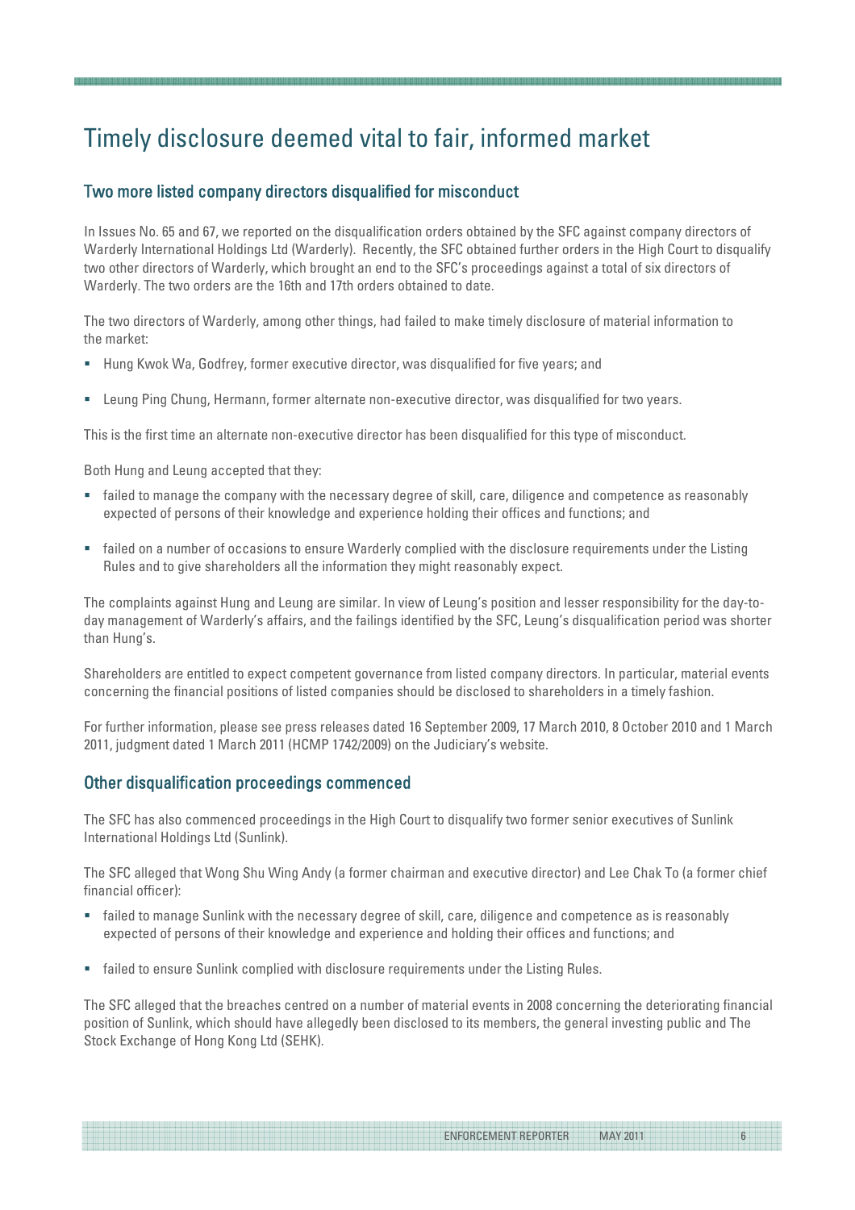# Timely disclosure deemed vital to fair, informed market

## Two more listed company directors disqualified for misconduct

In Issues No. 65 and 67, we reported on the disqualification orders obtained by the SFC against company directors of Warderly International Holdings Ltd (Warderly). Recently, the SFC obtained further orders in the High Court to disqualify two other directors of Warderly, which brought an end to the SFC's proceedings against a total of six directors of Warderly. The two orders are the 16th and 17th orders obtained to date.

The two directors of Warderly, among other things, had failed to make timely disclosure of material information to the market:

- Hung Kwok Wa, Godfrey, former executive director, was disqualified for five years; and
- Leung Ping Chung, Hermann, former alternate non-executive director, was disqualified for two years.

This is the first time an alternate non-executive director has been disqualified for this type of misconduct.

Both Hung and Leung accepted that they:

- failed to manage the company with the necessary degree of skill, care, diligence and competence as reasonably expected of persons of their knowledge and experience holding their offices and functions; and
- failed on a number of occasions to ensure Warderly complied with the disclosure requirements under the Listing Rules and to give shareholders all the information they might reasonably expect.

The complaints against Hung and Leung are similar. In view of Leung's position and lesser responsibility for the day-to-day management of Warderly's affairs, and the failings identified by the SFC, Leung's disqualification period was shorter than Hung's.

Shareholders are entitled to expect competent governance from listed company directors. In particular, material events concerning the financial positions of listed companies should be disclosed to shareholders in a timely fashion.

For further information, please see press releases dated 16 September 2009, 17 March 2010, 8 October 2010 and 1 March 2011, judgment dated 1 March 2011 (HCMP 1742/2009) on the Judiciary's website.

## Other disqualification proceedings commenced

The SFC has also commenced proceedings in the High Court to disqualify two former senior executives of Sunlink International Holdings Ltd (Sunlink).

The SFC alleged that Wong Shu Wing Andy (a former chairman and executive director) and Lee Chak To (a former chief financial officer):

- failed to manage Sunlink with the necessary degree of skill, care, diligence and competence as is reasonably expected of persons of their knowledge and experience and holding their offices and functions; and
- failed to ensure Sunlink complied with disclosure requirements under the Listing Rules.

The SFC alleged that the breaches centred on a number of material events in 2008 concerning the deteriorating financial position of Sunlink, which should have allegedly been disclosed to its members, the general investing public and The Stock Exchange of Hong Kong Ltd (SEHK).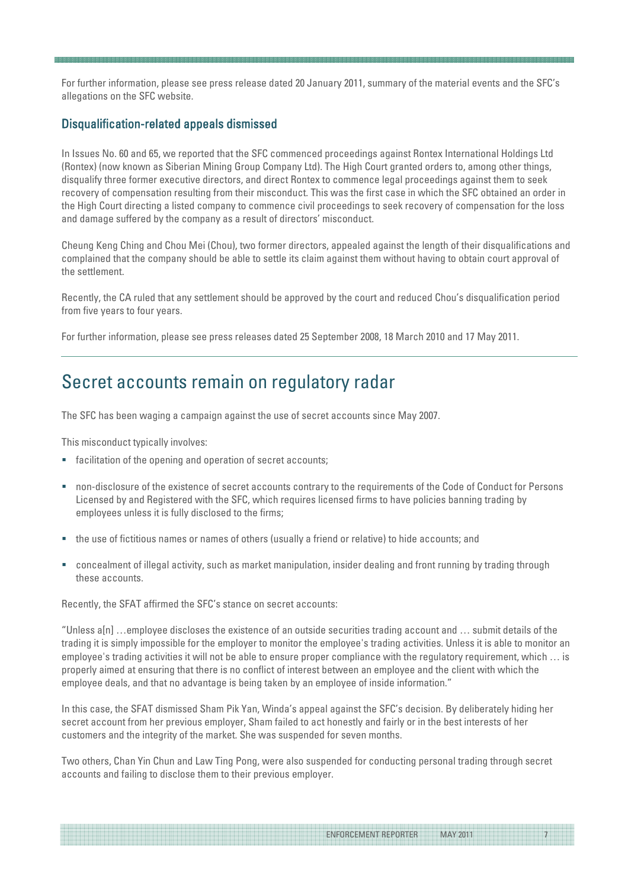For further information, please see press release dated 20 January 2011, summary of the material events and the SFC's allegations on the SFC website.

### Disqualification-related appeals dismissed

In Issues No. 60 and 65, we reported that the SFC commenced proceedings against Rontex International Holdings Ltd (Rontex) (now known as Siberian Mining Group Company Ltd). The High Court granted orders to, among other things, disqualify three former executive directors, and direct Rontex to commence legal proceedings against them to seek recovery of compensation resulting from their misconduct. This was the first case in which the SFC obtained an order in the High Court directing a listed company to commence civil proceedings to seek recovery of compensation for the loss and damage suffered by the company as a result of directors' misconduct.

Cheung Keng Ching and Chou Mei (Chou), two former directors, appealed against the length of their disqualifications and complained that the company should be able to settle its claim against them without having to obtain court approval of the settlement.

Recently, the CA ruled that any settlement should be approved by the court and reduced Chou's disqualification period from five years to four years.

For further information, please see press releases dated 25 September 2008, 18 March 2010 and 17 May 2011.

## Secret accounts remain on regulatory radar

The SFC has been waging a campaign against the use of secret accounts since May 2007.

This misconduct typically involves:

- facilitation of the opening and operation of secret accounts;
- non-disclosure of the existence of secret accounts contrary to the requirements of the Code of Conduct for Persons Licensed by and Registered with the SFC, which requires licensed firms to have policies banning trading by employees unless it is fully disclosed to the firms;
- the use of fictitious names or names of others (usually a friend or relative) to hide accounts; and
- concealment of illegal activity, such as market manipulation, insider dealing and front running by trading through these accounts.

Recently, the SFAT affirmed the SFC's stance on secret accounts:

"Unless a[n] …employee discloses the existence of an outside securities trading account and … submit details of the trading it is simply impossible for the employer to monitor the employee's trading activities. Unless it is able to monitor an employee's trading activities it will not be able to ensure proper compliance with the regulatory requirement, which … is properly aimed at ensuring that there is no conflict of interest between an employee and the client with which the employee deals, and that no advantage is being taken by an employee of inside information."

In this case, the SFAT dismissed Sham Pik Yan, Winda's appeal against the SFC's decision. By deliberately hiding her secret account from her previous employer, Sham failed to act honestly and fairly or in the best interests of her customers and the integrity of the market. She was suspended for seven months.

Two others, Chan Yin Chun and Law Ting Pong, were also suspended for conducting personal trading through secret accounts and failing to disclose them to their previous employer.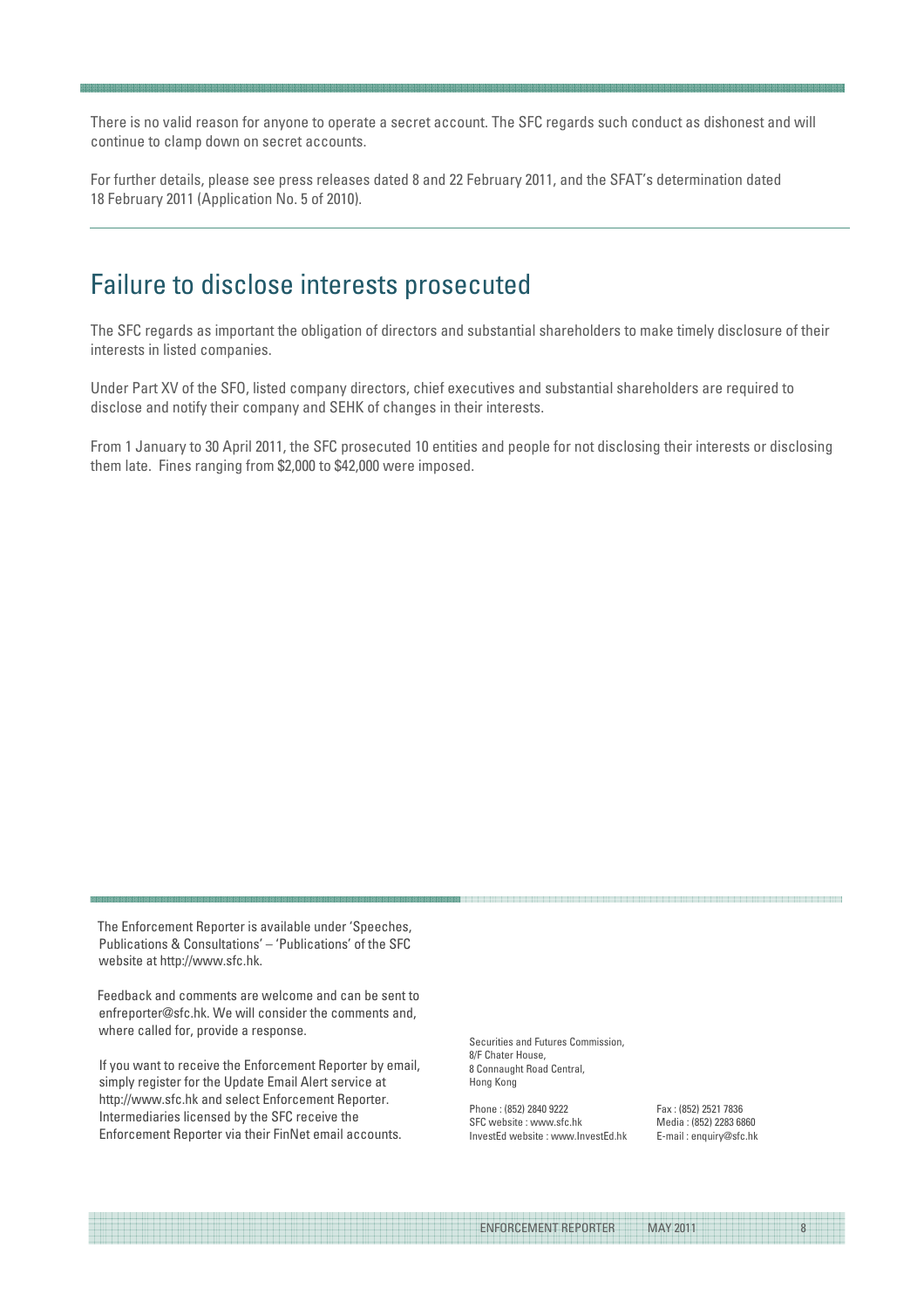There is no valid reason for anyone to operate a secret account. The SFC regards such conduct as dishonest and will continue to clamp down on secret accounts.

For further details, please see press releases dated 8 and 22 February 2011, and the SFAT's determination dated 18 February 2011 (Application No. 5 of 2010).

## Failure to disclose interests prosecuted

The SFC regards as important the obligation of directors and substantial shareholders to make timely disclosure of their interests in listed companies.

Under Part XV of the SFO, listed company directors, chief executives and substantial shareholders are required to disclose and notify their company and SEHK of changes in their interests.

From 1 January to 30 April 2011, the SFC prosecuted 10 entities and people for not disclosing their interests or disclosing them late. Fines ranging from $2,000 to $42,000 were imposed.

The Enforcement Reporter is available under 'Speeches, Publications & Consultations' – 'Publications' of the SFC website at http://www.sfc.hk.

Feedback and comments are welcome and can be sent to enfreporter@sfc.hk. We will consider the comments and, where called for, provide a response.

If you want to receive the Enforcement Reporter by email, simply register for the Update Email Alert service at http://www.sfc.hk and select Enforcement Reporter. Intermediaries licensed by the SFC receive the Enforcement Reporter via their FinNet email accounts.

Securities and Futures Commission,
8/F Chater House,
8 Connaught Road Central,
Hong Kong

Phone : (852) 2840 9222
SFC website : www.sfc.hk
InvestEd website : www.InvestEd.hk

Fax : (852) 2521 7836
Media : (852) 2283 6860
E-mail : enquiry@sfc.hk